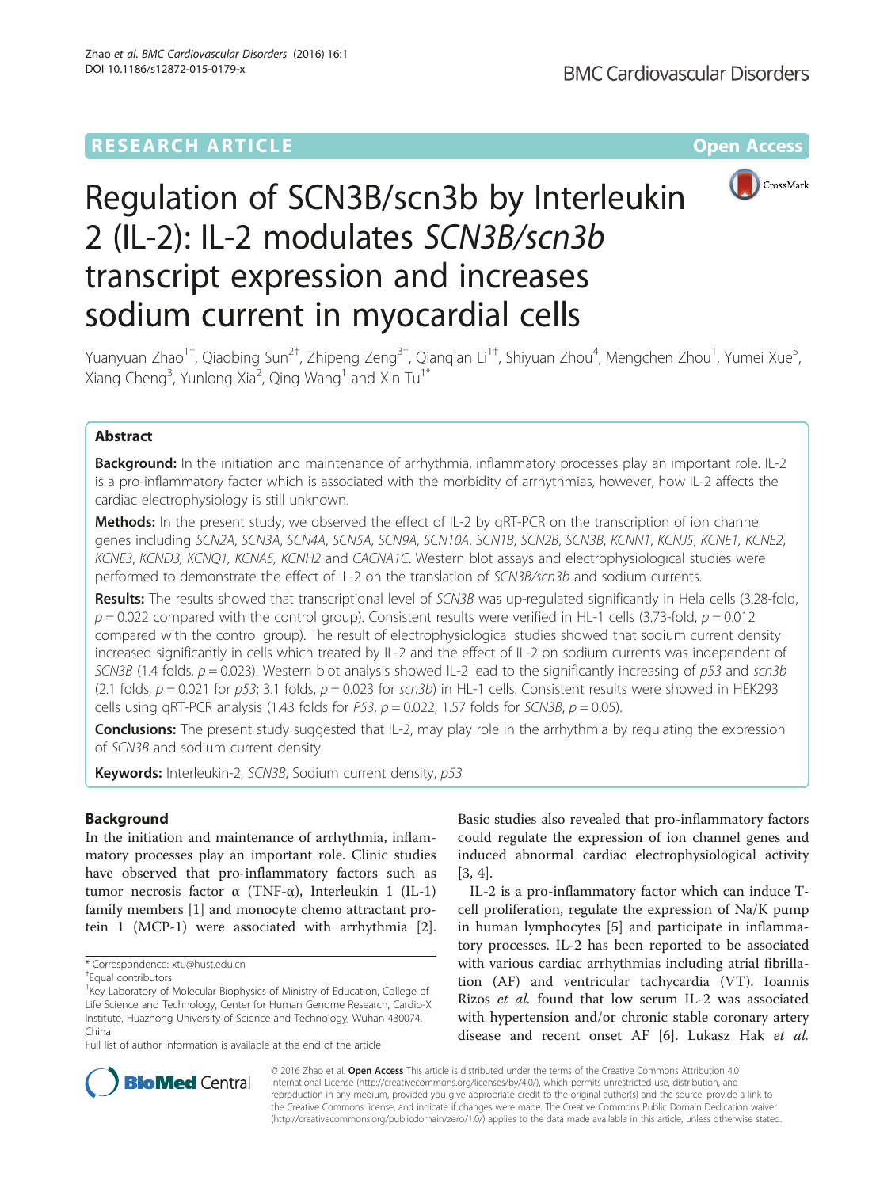RESEARCH ARTICLE

Open Access

# Regulation of SCN3B/scn3b by Interleukin 2 (IL-2): IL-2 modulates *SCN3B/scn3b* transcript expression and increases sodium current in myocardial cells

Yuanyuan Zhao[1†], Qiaobing Sun[2†], Zhipeng Zeng[3†], Qianqian Li[1†], Shiyuan Zhou[4], Mengchen Zhou[1], Yumei Xue[5], Xiang Cheng[3], Yunlong Xia[2], Qing Wang[1] and Xin Tu[1*]

## Abstract

**Background:** In the initiation and maintenance of arrhythmia, inflammatory processes play an important role. IL-2 is a pro-inflammatory factor which is associated with the morbidity of arrhythmias, however, how IL-2 affects the cardiac electrophysiology is still unknown.

**Methods:** In the present study, we observed the effect of IL-2 by qRT-PCR on the transcription of ion channel genes including *SCN2A*, *SCN3A*, *SCN4A*, *SCN5A*, *SCN9A*, *SCN10A*, *SCN1B*, *SCN2B*, *SCN3B*, *KCNN1*, *KCNJ5*, *KCNE1*, *KCNE2*, *KCNE3*, *KCND3*, *KCNQ1*, *KCNA5*, *KCNH2* and *CACNA1C*. Western blot assays and electrophysiological studies were performed to demonstrate the effect of IL-2 on the translation of *SCN3B/scn3b* and sodium currents.

**Results:** The results showed that transcriptional level of *SCN3B* was up-regulated significantly in Hela cells (3.28-fold, $p = 0.022$ compared with the control group). Consistent results were verified in HL-1 cells (3.73-fold, $p = 0.012$ compared with the control group). The result of electrophysiological studies showed that sodium current density increased significantly in cells which treated by IL-2 and the effect of IL-2 on sodium currents was independent of *SCN3B* (1.4 folds, $p = 0.023$). Western blot analysis showed IL-2 lead to the significantly increasing of *p53* and *scn3b* (2.1 folds, $p = 0.021$ for *p53*; 3.1 folds, $p = 0.023$ for *scn3b*) in HL-1 cells. Consistent results were showed in HEK293 cells using qRT-PCR analysis (1.43 folds for *P53*, $p = 0.022$; 1.57 folds for *SCN3B*, $p = 0.05$).

**Conclusions:** The present study suggested that IL-2, may play role in the arrhythmia by regulating the expression of *SCN3B* and sodium current density.

**Keywords:** Interleukin-2, *SCN3B*, Sodium current density, *p53*

## Background

In the initiation and maintenance of arrhythmia, inflammatory processes play an important role. Clinic studies have observed that pro-inflammatory factors such as tumor necrosis factor α (TNF-α), Interleukin 1 (IL-1) family members [1] and monocyte chemo attractant protein 1 (MCP-1) were associated with arrhythmia [2]. Basic studies also revealed that pro-inflammatory factors could regulate the expression of ion channel genes and induced abnormal cardiac electrophysiological activity [3, 4].

IL-2 is a pro-inflammatory factor which can induce T-cell proliferation, regulate the expression of Na/K pump in human lymphocytes [5] and participate in inflammatory processes. IL-2 has been reported to be associated with various cardiac arrhythmias including atrial fibrillation (AF) and ventricular tachycardia (VT). Ioannis Rizos *et al.* found that low serum IL-2 was associated with hypertension and/or chronic stable coronary artery disease and recent onset AF [6]. Lukasz Hak *et al.*

\* Correspondence: xtu@hust.edu.cn

†Equal contributors

[1]Key Laboratory of Molecular Biophysics of Ministry of Education, College of Life Science and Technology, Center for Human Genome Research, Cardio-X Institute, Huazhong University of Science and Technology, Wuhan 430074, China

Full list of author information is available at the end of the article

© 2016 Zhao et al. **Open Access** This article is distributed under the terms of the Creative Commons Attribution 4.0 International License (http://creativecommons.org/licenses/by/4.0/), which permits unrestricted use, distribution, and reproduction in any medium, provided you give appropriate credit to the original author(s) and the source, provide a link to the Creative Commons license, and indicate if changes were made. The Creative Commons Public Domain Dedication waiver (http://creativecommons.org/publicdomain/zero/1.0/) applies to the data made available in this article, unless otherwise stated.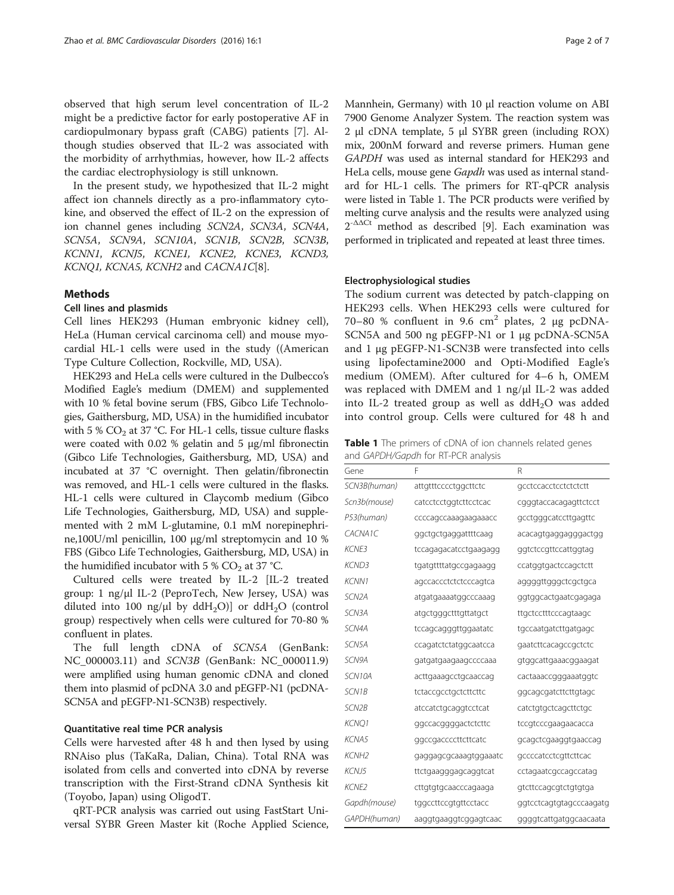observed that high serum level concentration of IL-2 might be a predictive factor for early postoperative AF in cardiopulmonary bypass graft (CABG) patients [7]. Although studies observed that IL-2 was associated with the morbidity of arrhythmias, however, how IL-2 affects the cardiac electrophysiology is still unknown.

In the present study, we hypothesized that IL-2 might affect ion channels directly as a pro-inflammatory cytokine, and observed the effect of IL-2 on the expression of ion channel genes including *SCN2A*, *SCN3A*, *SCN4A*, *SCN5A*, *SCN9A*, *SCN10A*, *SCN1B*, *SCN2B*, *SCN3B*, *KCNN1*, *KCNJ5*, *KCNE1*, *KCNE2*, *KCNE3*, *KCND3*, *KCNQ1*, *KCNA5*, *KCNH2* and *CACNA1C*[8].

## Methods

### Cell lines and plasmids

Cell lines HEK293 (Human embryonic kidney cell), HeLa (Human cervical carcinoma cell) and mouse myocardial HL-1 cells were used in the study ((American Type Culture Collection, Rockville, MD, USA).

HEK293 and HeLa cells were cultured in the Dulbecco's Modified Eagle's medium (DMEM) and supplemented with 10 % fetal bovine serum (FBS, Gibco Life Technologies, Gaithersburg, MD, USA) in the humidified incubator with 5 % $CO_2$ at 37 °C. For HL-1 cells, tissue culture flasks were coated with 0.02 % gelatin and 5 μg/ml fibronectin (Gibco Life Technologies, Gaithersburg, MD, USA) and incubated at 37 °C overnight. Then gelatin/fibronectin was removed, and HL-1 cells were cultured in the flasks. HL-1 cells were cultured in Claycomb medium (Gibco Life Technologies, Gaithersburg, MD, USA) and supplemented with 2 mM L-glutamine, 0.1 mM norepinephrine,100U/ml penicillin, 100 μg/ml streptomycin and 10 % FBS (Gibco Life Technologies, Gaithersburg, MD, USA) in the humidified incubator with 5 % $CO_2$ at 37 °C.

Cultured cells were treated by IL-2 [IL-2 treated group: 1 ng/μl IL-2 (PeproTech, New Jersey, USA) was diluted into 100 ng/μl by dd$H_2O$)] or dd$H_2O$ (control group) respectively when cells were cultured for 70-80 % confluent in plates.

The full length cDNA of *SCN5A* (GenBank: NC_000003.11) and *SCN3B* (GenBank: NC_000011.9) were amplified using human genomic cDNA and cloned them into plasmid of pcDNA 3.0 and pEGFP-N1 (pcDNA-SCN5A and pEGFP-N1-SCN3B) respectively.

### Quantitative real time PCR analysis

Cells were harvested after 48 h and then lysed by using RNAiso plus (TaKaRa, Dalian, China). Total RNA was isolated from cells and converted into cDNA by reverse transcription with the First-Strand cDNA Synthesis kit (Toyobo, Japan) using OligodT.

qRT-PCR analysis was carried out using FastStart Universal SYBR Green Master kit (Roche Applied Science, Mannhein, Germany) with 10 μl reaction volume on ABI 7900 Genome Analyzer System. The reaction system was 2 μl cDNA template, 5 μl SYBR green (including ROX) mix, 200nM forward and reverse primers. Human gene *GAPDH* was used as internal standard for HEK293 and HeLa cells, mouse gene *Gapdh* was used as internal standard for HL-1 cells. The primers for RT-qPCR analysis were listed in Table 1. The PCR products were verified by melting curve analysis and the results were analyzed using $2^{-\Delta\Delta Ct}$ method as described [9]. Each examination was performed in triplicated and repeated at least three times.

### Electrophysiological studies

The sodium current was detected by patch-clapping on HEK293 cells. When HEK293 cells were cultured for 70–80 % confluent in 9.6 $cm^2$ plates, 2 μg pcDNA-SCN5A and 500 ng pEGFP-N1 or 1 μg pcDNA-SCN5A and 1 μg pEGFP-N1-SCN3B were transfected into cells using lipofectamine2000 and Opti-Modified Eagle's medium (OMEM). After cultured for 4–6 h, OMEM was replaced with DMEM and 1 ng/μl IL-2 was added into IL-2 treated group as well as dd$H_2O$ was added into control group. Cells were cultured for 48 h and

**Table 1** The primers of cDNA of ion channels related genes and *GAPDH/Gapdh* for RT-PCR analysis

| Gene | F | R |
|---|---|---|
| *SCN3B(human)* | attgtttcccctggcttctc | gcctccacctcctctcttt |
| *Scn3b(mouse)* | catcctcctggtcttcctcac | cgggtaccacagagttctcct |
| *P53(human)* | ccccagccaaagaagaaacc | gcctgggcatccttgagttc |
| *CACNA1C* | ggctgctgaggattttcaag | acacagtgaggagggactgg |
| *KCNE3* | tccagagacatcctgaagagg | ggtctccgttccattggtag |
| *KCND3* | tgatgttttatgccgagaagg | ccatggtgactccagctctt |
| *KCNN1* | agccaccctctctcccagtca | aggggttgggctcgctgca |
| *SCN2A* | atgatgaaaatggcccaaag | ggtggcactgaatcgagaga |
| *SCN3A* | atgctgggctttgttatgct | ttgctcctttcccagtaagc |
| *SCN4A* | tccagcagggttggaatatc | tgccaatgatcttgatgagc |
| *SCN5A* | ccagatctctatggcaatcca | gaatcttcacagccgctctc |
| *SCN9A* | gatgatgaagaagccccaaa | gtggcattgaaacggaagat |
| *SCN10A* | acttgaaagcctgcaaccag | cactaaaccgggaaatggtc |
| *SCN1B* | tctaccgcctgctcttcttc | ggcagcgatcttcttgtagc |
| *SCN2B* | atccatctgcaggtcctcat | catctgtgctcagcttctgc |
| *KCNQ1* | ggccacggggactctcttc | tccgtcccgaagaacacca |
| *KCNA5* | ggccgaccccttcttcatc | gcagctcgaaggtgaaccag |
| *KCNH2* | gaggagcgcaaagtggaaatc | gccccatcctcgttcttcac |
| *KCNJ5* | ttctgaagggagcaggtcat | cctagaatcgccagccatag |
| *KCNE2* | cttgtgtgcaacccagaaga | gtcttccagcgtctgtgtga |
| *Gapdh(mouse)* | tggccttccgtgttcctacc | ggtcctcagtgtagcccaagatg |
| *GAPDH(human)* | aaggtgaaggtcggagtcaac | ggggtcattgatggcaacaata |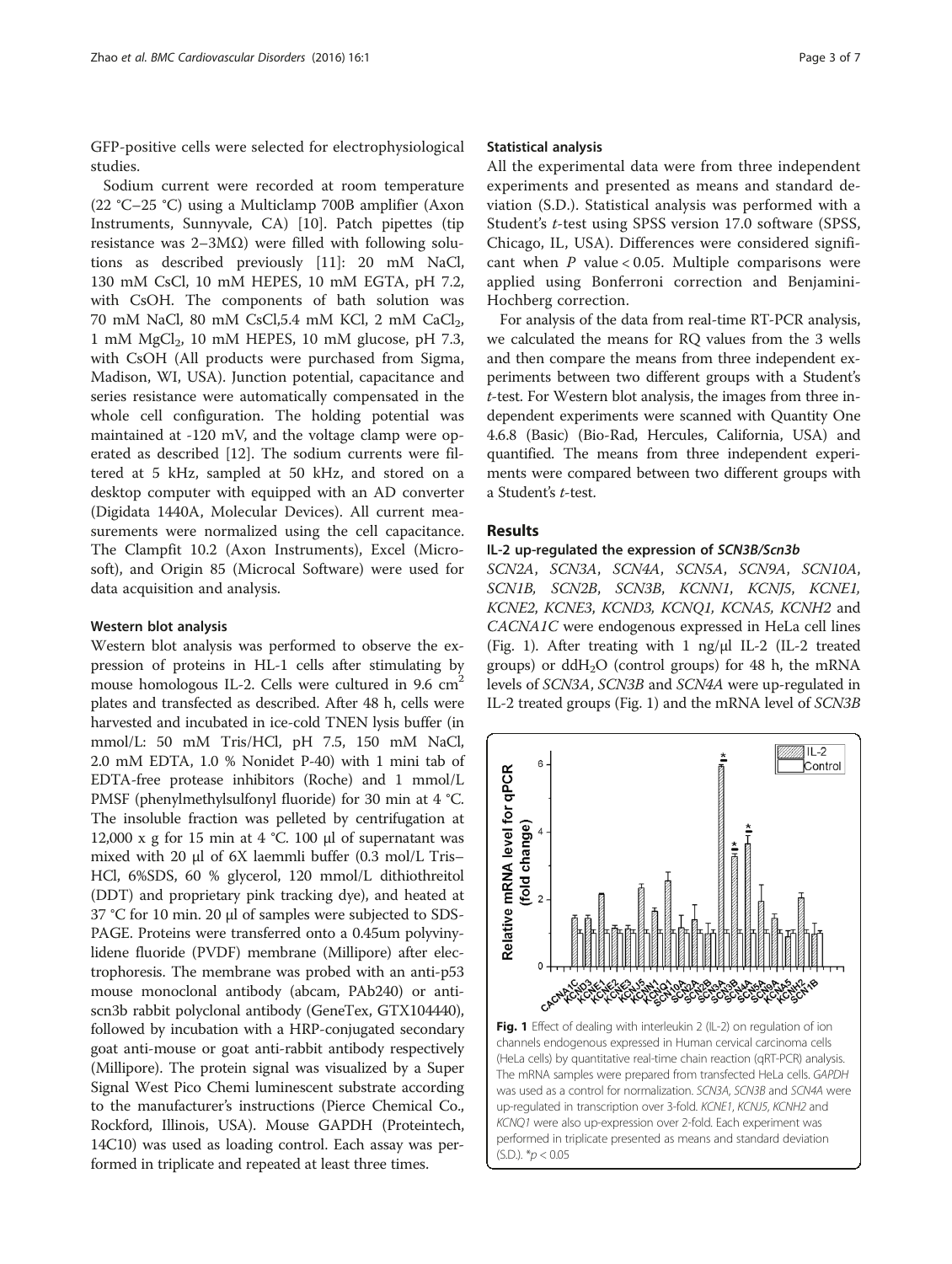GFP-positive cells were selected for electrophysiological studies.

Sodium current were recorded at room temperature (22 °C–25 °C) using a Multiclamp 700B amplifier (Axon Instruments, Sunnyvale, CA) [10]. Patch pipettes (tip resistance was 2–3MΩ) were filled with following solutions as described previously [11]: 20 mM NaCl, 130 mM CsCl, 10 mM HEPES, 10 mM EGTA, pH 7.2, with CsOH. The components of bath solution was 70 mM NaCl, 80 mM CsCl,5.4 mM KCl, 2 mM $CaCl_2$, 1 mM $MgCl_2$, 10 mM HEPES, 10 mM glucose, pH 7.3, with CsOH (All products were purchased from Sigma, Madison, WI, USA). Junction potential, capacitance and series resistance were automatically compensated in the whole cell configuration. The holding potential was maintained at -120 mV, and the voltage clamp were operated as described [12]. The sodium currents were filtered at 5 kHz, sampled at 50 kHz, and stored on a desktop computer with equipped with an AD converter (Digidata 1440A, Molecular Devices). All current measurements were normalized using the cell capacitance. The Clampfit 10.2 (Axon Instruments), Excel (Microsoft), and Origin 85 (Microcal Software) were used for data acquisition and analysis.

### Western blot analysis

Western blot analysis was performed to observe the expression of proteins in HL-1 cells after stimulating by mouse homologous IL-2. Cells were cultured in 9.6 $cm^2$ plates and transfected as described. After 48 h, cells were harvested and incubated in ice-cold TNEN lysis buffer (in mmol/L: 50 mM Tris/HCl, pH 7.5, 150 mM NaCl, 2.0 mM EDTA, 1.0 % Nonidet P-40) with 1 minit tab of EDTA-free protease inhibitors (Roche) and 1 mmol/L PMSF (phenylmethylsulfonyl fluoride) for 30 min at 4 °C. The insoluble fraction was pelleted by centrifugation at 12,000 x g for 15 min at 4 °C. 100 μl of supernatant was mixed with 20 μl of 6X laemmli buffer (0.3 mol/L Tris–HCl, 6%SDS, 60 % glycerol, 120 mmol/L dithiothreitol (DDT) and proprietary pink tracking dye), and heated at 37 °C for 10 min. 20 μl of samples were subjected to SDS-PAGE. Proteins were transferred onto a 0.45um polyvinylidene fluoride (PVDF) membrane (Millipore) after electrophoresis. The membrane was probed with an anti-p53 mouse monoclonal antibody (abcam, PAb240) or anti-scn3b rabbit polyclonal antibody (GeneTex, GTX104440), followed by incubation with a HRP-conjugated secondary goat anti-mouse or goat anti-rabbit antibody respectively (Millipore). The protein signal was visualized by a Super Signal West Pico Chemi luminescent substrate according to the manufacturer's instructions (Pierce Chemical Co., Rockford, Illinois, USA). Mouse GAPDH (Proteintech, 14C10) was used as loading control. Each assay was performed in triplicate and repeated at least three times.

### Statistical analysis

All the experimental data were from three independent experiments and presented as means and standard deviation (S.D.). Statistical analysis was performed with a Student's *t*-test using SPSS version 17.0 software (SPSS, Chicago, IL, USA). Differences were considered significant when $P$ value < 0.05. Multiple comparisons were applied using Bonferroni correction and Benjamini-Hochberg correction.

For analysis of the data from real-time RT-PCR analysis, we calculated the means for RQ values from the 3 wells and then compare the means from three independent experiments between two different groups with a Student's *t*-test. For Western blot analysis, the images from three independent experiments were scanned with Quantity One 4.6.8 (Basic) (Bio-Rad, Hercules, California, USA) and quantified. The means from three independent experiments were compared between two different groups with a Student's *t*-test.

## Results

### IL-2 up-regulated the expression of *SCN3B/Scn3b*

*SCN2A*, *SCN3A*, *SCN4A*, *SCN5A*, *SCN9A*, *SCN10A*, *SCN1B*, *SCN2B*, *SCN3B*, *KCNN1*, *KCNJ5*, *KCNE1*, *KCNE2*, *KCNE3*, *KCND3*, *KCNQ1*, *KCNA5*, *KCNH2* and *CACNA1C* were endogenous expressed in HeLa cell lines (Fig. 1). After treating with 1 ng/μl IL-2 (IL-2 treated groups) or $ddH_2O$ (control groups) for 48 h, the mRNA levels of *SCN3A*, *SCN3B* and *SCN4A* were up-regulated in IL-2 treated groups (Fig. 1) and the mRNA level of *SCN3B*

**Fig. 1** Effect of dealing with interleukin 2 (IL-2) on regulation of ion channels endogenous expressed in Human cervical carcinoma cells (HeLa cells) by quantitative real-time chain reaction (qRT-PCR) analysis. The mRNA samples were prepared from transfected HeLa cells. *GAPDH* was used as a control for normalization. *SCN3A*, *SCN3B* and *SCN4A* were up-regulated in transcription over 3-fold. *KCNE1*, *KCNJ5*, *KCNH2* and *KCNQ1* were also up-expression over 2-fold. Each experiment was performed in triplicate presented as means and standard deviation (S.D.). *$p < 0.05$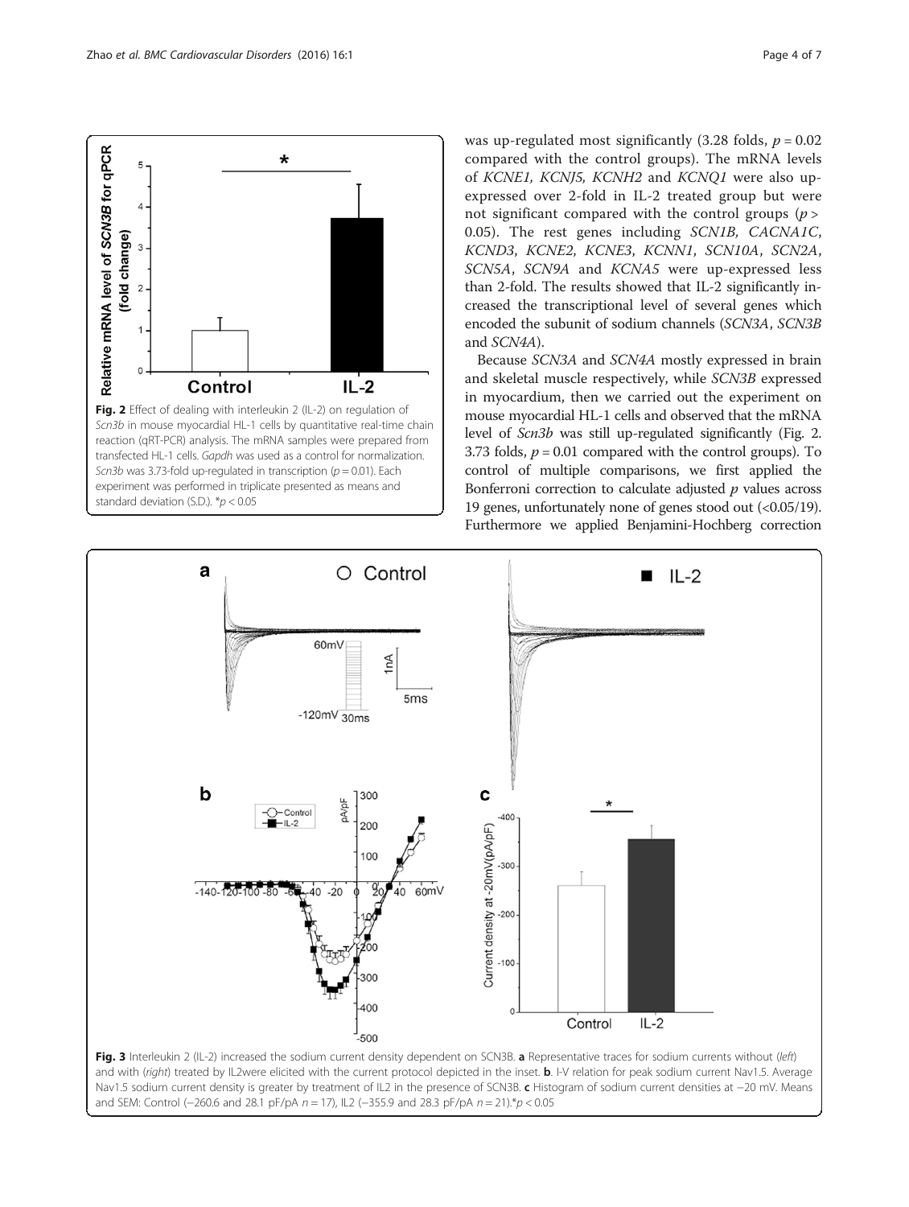Fig. 2 Effect of dealing with interleukin 2 (IL-2) on regulation of *Scn3b* in mouse myocardial HL-1 cells by quantitative real-time chain reaction (qRT-PCR) analysis. The mRNA samples were prepared from transfected HL-1 cells. *Gapdh* was used as a control for normalization. *Scn3b* was 3.73-fold up-regulated in transcription ($p = 0.01$). Each experiment was performed in triplicate presented as means and standard deviation (S.D.). $^*p < 0.05$

was up-regulated most significantly (3.28 folds, $p = 0.02$ compared with the control groups). The mRNA levels of *KCNE1, KCNJ5, KCNH2* and *KCNQ1* were also up-expressed over 2-fold in IL-2 treated group but were not significant compared with the control groups ($p > 0.05$). The rest genes including *SCN1B*, *CACNA1C*, *KCND3*, *KCNE2*, *KCNE3*, *KCNN1*, *SCN10A*, *SCN2A*, *SCN5A*, *SCN9A* and *KCNA5* were up-expressed less than 2-fold. The results showed that IL-2 significantly increased the transcriptional level of several genes which encoded the subunit of sodium channels (*SCN3A*, *SCN3B* and *SCN4A*).

Because *SCN3A* and *SCN4A* mostly expressed in brain and skeletal muscle respectively, while *SCN3B* expressed in myocardium, then we carried out the experiment on mouse myocardial HL-1 cells and observed that the mRNA level of *Scn3b* was still up-regulated significantly (Fig. 2. 3.73 folds, $p = 0.01$ compared with the control groups). To control of multiple comparisons, we first applied the Bonferroni correction to calculate adjusted $p$ values across 19 genes, unfortunately none of genes stood out (<0.05/19). Furthermore we applied Benjamini-Hochberg correction

Fig. 3 Interleukin 2 (IL-2) increased the sodium current density dependent on SCN3B. **a** Representative traces for sodium currents without (*left*) and with (*right*) treated by IL2were elicited with the current protocol depicted in the inset. **b**. I-V relation for peak sodium current Nav1.5. Average Nav1.5 sodium current density is greater by treatment of IL2 in the presence of SCN3B. **c** Histogram of sodium current densities at −20 mV. Means and SEM: Control (−260.6 and 28.1 pF/pA $n = 17$), IL2 (−355.9 and 28.3 pF/pA $n = 21$).$^*p < 0.05$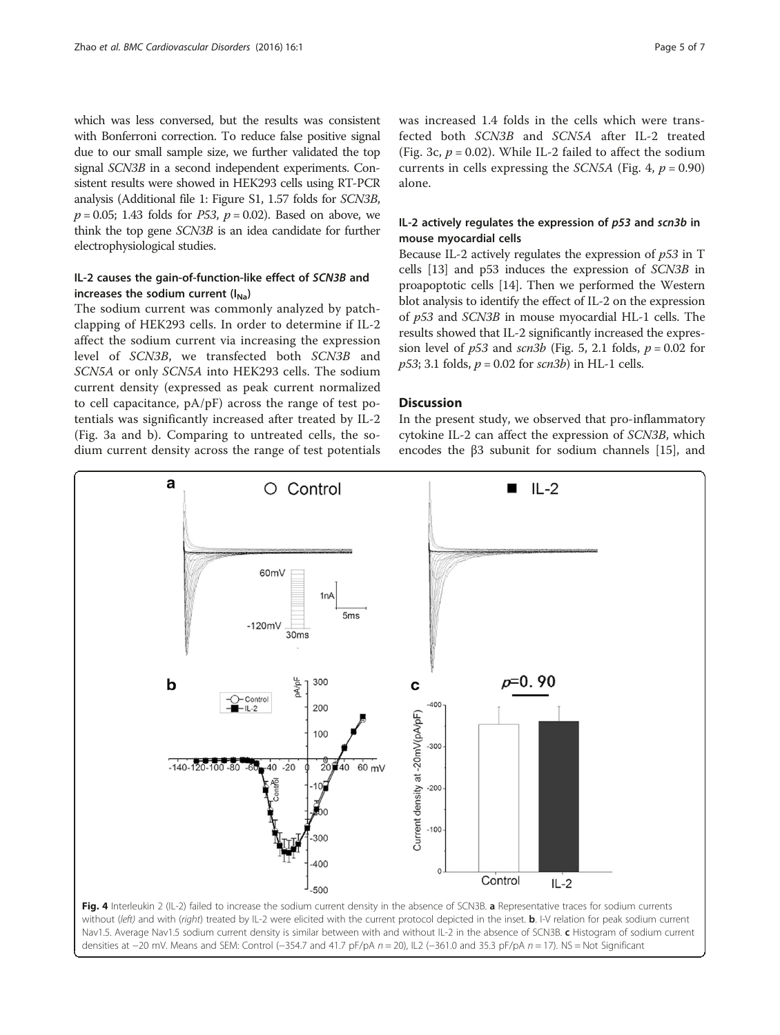which was less conversed, but the results was consistent with Bonferroni correction. To reduce false positive signal due to our small sample size, we further validated the top signal *SCN3B* in a second independent experiments. Consistent results were showed in HEK293 cells using RT-PCR analysis (Additional file 1: Figure S1, 1.57 folds for *SCN3B*, $p = 0.05$; 1.43 folds for *P53*, $p = 0.02$). Based on above, we think the top gene *SCN3B* is an idea candidate for further electrophysiological studies.

### IL-2 causes the gain-of-function-like effect of *SCN3B* and increases the sodium current ($I_{Na}$)

The sodium current was commonly analyzed by patch-clapping of HEK293 cells. In order to determine if IL-2 affect the sodium current via increasing the expression level of *SCN3B*, we transfected both *SCN3B* and *SCN5A* or only *SCN5A* into HEK293 cells. The sodium current density (expressed as peak current normalized to cell capacitance, pA/pF) across the range of test potentials was significantly increased after treated by IL-2 (Fig. 3a and b). Comparing to untreated cells, the sodium current density across the range of test potentials was increased 1.4 folds in the cells which were transfected both *SCN3B* and *SCN5A* after IL-2 treated (Fig. 3c, $p = 0.02$). While IL-2 failed to affect the sodium currents in cells expressing the *SCN5A* (Fig. 4, $p = 0.90$) alone.

### IL-2 actively regulates the expression of *p53* and *scn3b* in mouse myocardial cells

Because IL-2 actively regulates the expression of *p53* in T cells [13] and p53 induces the expression of *SCN3B* in proapoptotic cells [14]. Then we performed the Western blot analysis to identify the effect of IL-2 on the expression of *p53* and *SCN3B* in mouse myocardial HL-1 cells. The results showed that IL-2 significantly increased the expression level of *p53* and *scn3b* (Fig. 5, 2.1 folds, $p = 0.02$ for *p53*; 3.1 folds, $p = 0.02$ for *scn3b*) in HL-1 cells.

## Discussion

In the present study, we observed that pro-inflammatory cytokine IL-2 can affect the expression of *SCN3B*, which encodes the β3 subunit for sodium channels [15], and

**Fig. 4** Interleukin 2 (IL-2) failed to increase the sodium current density in the absence of SCN3B. **a** Representative traces for sodium currents without (*left*) and with (*right*) treated by IL-2 were elicited with the current protocol depicted in the inset. **b**. I-V relation for peak sodium current Nav1.5. Average Nav1.5 sodium current density is similar between with and without IL-2 in the absence of SCN3B. **c** Histogram of sodium current densities at −20 mV. Means and SEM: Control (−354.7 and 41.7 pF/pA $n = 20$), IL2 (−361.0 and 35.3 pF/pA $n = 17$). NS = Not Significant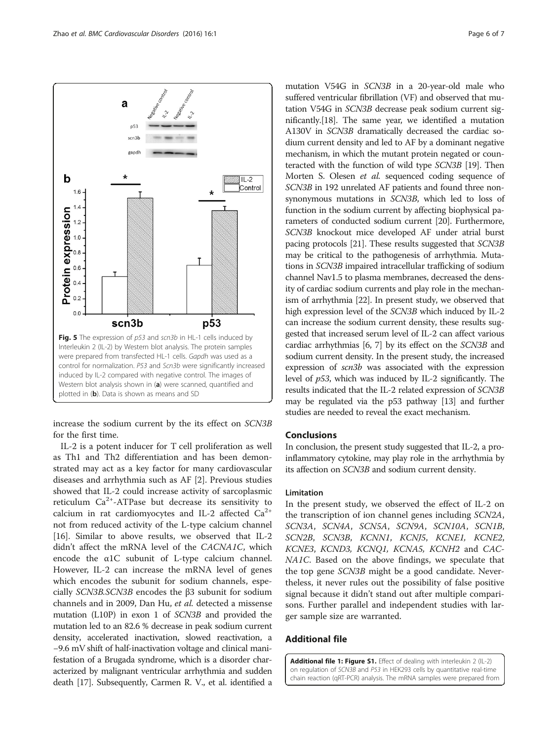Fig. 5 The expression of *p53* and *scn3b* in HL-1 cells induced by Interleukin 2 (IL-2) by Western blot analysis. The protein samples were prepared from transfected HL-1 cells. *Gapdh* was used as a control for normalization. *P53* and *Scn3b* were significantly increased induced by IL-2 compared with negative control. The images of Western blot analysis shown in (**a**) were scanned, quantified and plotted in (**b**). Data is shown as means and SD

increase the sodium current by the its effect on *SCN3B* for the first time.

IL-2 is a potent inducer for T cell proliferation as well as Th1 and Th2 differentiation and has been demonstrated may act as a key factor for many cardiovascular diseases and arrhythmia such as AF [2]. Previous studies showed that IL-2 could increase activity of sarcoplasmic reticulum $Ca^{2+}$-ATPase but decrease its sensitivity to calcium in rat cardiomyocytes and IL-2 affected $Ca^{2+}$ not from reduced activity of the L-type calcium channel [16]. Similar to above results, we observed that IL-2 didn't affect the mRNA level of the *CACNA1C*, which encode the α1C subunit of L-type calcium channel. However, IL-2 can increase the mRNA level of genes which encodes the subunit for sodium channels, especially *SCN3B.SCN3B* encodes the β3 subunit for sodium channels and in 2009, Dan Hu, *et al.* detected a missense mutation (L10P) in exon 1 of *SCN3B* and provided the mutation led to an 82.6 % decrease in peak sodium current density, accelerated inactivation, slowed reactivation, a −9.6 mV shift of half-inactivation voltage and clinical manifestation of a Brugada syndrome, which is a disorder characterized by malignant ventricular arrhythmia and sudden death [17]. Subsequently, Carmen R. V., et al. identified a mutation V54G in *SCN3B* in a 20-year-old male who suffered ventricular fibrillation (VF) and observed that mutation V54G in *SCN3B* decrease peak sodium current significantly.[18]. The same year, we identified a mutation A130V in *SCN3B* dramatically decreased the cardiac sodium current density and led to AF by a dominant negative mechanism, in which the mutant protein negated or counteracted with the function of wild type *SCN3B* [19]. Then Morten S. Olesen *et al.* sequenced coding sequence of *SCN3B* in 192 unrelated AF patients and found three nonsynonymous mutations in *SCN3B*, which led to loss of function in the sodium current by affecting biophysical parameters of conducted sodium current [20]. Furthermore, *SCN3B* knockout mice developed AF under atrial burst pacing protocols [21]. These results suggested that *SCN3B* may be critical to the pathogenesis of arrhythmia. Mutations in *SCN3B* impaired intracellular trafficking of sodium channel Nav1.5 to plasma membranes, decreased the density of cardiac sodium currents and play role in the mechanism of arrhythmia [22]. In present study, we observed that high expression level of the *SCN3B* which induced by IL-2 can increase the sodium current density, these results suggested that increased serum level of IL-2 can affect various cardiac arrhythmias [6, 7] by its effect on the *SCN3B* and sodium current density. In the present study, the increased expression of *scn3b* was associated with the expression level of *p53*, which was induced by IL-2 significantly. The results indicated that the IL-2 related expression of *SCN3B* may be regulated via the p53 pathway [13] and further studies are needed to reveal the exact mechanism.

## Conclusions

In conclusion, the present study suggested that IL-2, a proinflammatory cytokine, may play role in the arrhythmia by its affection on *SCN3B* and sodium current density.

### Limitation

In the present study, we observed the effect of IL-2 on the transcription of ion channel genes including *SCN2A*, *SCN3A*, *SCN4A*, *SCN5A*, *SCN9A*, *SCN10A*, *SCN1B*, *SCN2B*, *SCN3B*, *KCNN1*, *KCNJ5*, *KCNE1*, *KCNE2*, *KCNE3*, *KCND3*, *KCNQ1*, *KCNA5*, *KCNH2* and *CACNA1C*. Based on the above findings, we speculate that the top gene *SCN3B* might be a good candidate. Nevertheless, it never rules out the possibility of false positive signal because it didn't stand out after multiple comparisons. Further parallel and independent studies with larger sample size are warranted.

## Additional file

**Additional file 1: Figure S1.** Effect of dealing with interleukin 2 (IL-2) on regulation of *SCN3B* and *P53* in HEK293 cells by quantitative real-time chain reaction (qRT-PCR) analysis. The mRNA samples were prepared from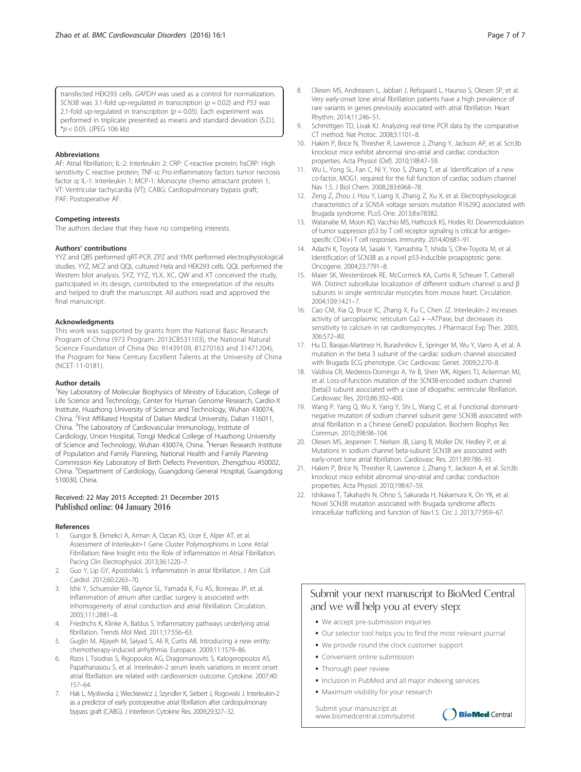transfected HEK293 cells. *GAPDH* was used as a control for normalization. *SCN3B* was 3.1-fold up-regulated in transcription ($p = 0.02$) and *P53* was 2.1-fold up-regulated in transcription ($p = 0.05$). Each experiment was performed in triplicate presented as means and standard deviation (S.D.). $*p < 0.05$. (JPEG 106 kb)

## Abbreviations

AF: Atrial fibrillation; IL-2: Interleukin 2; CRP: C-reactive protein; hsCRP: High sensitivity C reactive protein; TNF-α: Pro-inflammatory factors tumor necrosis factor α; IL-1: Interleukin 1; MCP-1: Monocyte chemo attractant protein 1; VT: Ventricular tachycardia (VT); CABG: Cardiopulmonary bypass graft; PAF: Postoperative AF.

## Competing interests

The authors declare that they have no competing interests.

## Authors' contributions

YYZ and QBS performed qRT-PCR. ZPZ and YMX performed electrophysiological studies. YYZ, MCZ and QQL cultured Hela and HEK293 cells. QQL performed the Western blot analysis. SYZ, YYZ, YLX, XC, QW and XT conceived the study, participated in its design, contributed to the interpretation of the results and helped to draft the manuscript. All authors read and approved the final manuscript.

## Acknowledgments

This work was supported by grants from the National Basic Research Program of China (973 Program: 2013CB531103), the National Natural Science Foundation of China (No. 91439109, 81270163 and 31471204), the Program for New Century Excellent Talents at the University of China (NCET-11-0181).

## Author details

[1]Key Laboratory of Molecular Biophysics of Ministry of Education, College of Life Science and Technology, Center for Human Genome Research, Cardio-X Institute, Huazhong University of Science and Technology, Wuhan 430074, China. [2]First Affiliated Hospital of Dalian Medical University, Dalian 116011, China. [3]The Laboratory of Cardiovascular Immunology, Institute of Cardiology, Union Hospital, Tongji Medical College of Huazhong University of Science and Technology, Wuhan 430074, China. [4]Henan Research Institute of Population and Family Planning, National Health and Family Planning Commission Key Laboratory of Birth Defects Prevention, Zhengzhou 450002, China. [5]Department of Cardiology, Guangdong General Hospital, Guangdong 510030, China.

Received: 22 May 2015 Accepted: 21 December 2015
Published online: 04 January 2016

## References

1. Gungor B, Ekmekci A, Arman A, Ozcan KS, Ucer E, Alper AT, et al. Assessment of Interleukin-1 Gene Cluster Polymorphisms in Lone Atrial Fibrillation: New Insight into the Role of Inflammation in Atrial Fibrillation. Pacing Clin Electrophysiol. 2013;36:1220–7.
2. Guo Y, Lip GY, Apostolakis S. Inflammation in atrial fibrillation. J Am Coll Cardiol. 2012;60:2263–70.
3. Ishii Y, Schuessler RB, Gaynor SL, Yamada K, Fu AS, Boineau JP, et al. Inflammation of atrium after cardiac surgery is associated with inhomogeneity of atrial conduction and atrial fibrillation. Circulation. 2005;111:2881–8.
4. Friedrichs K, Klinke A, Baldus S. Inflammatory pathways underlying atrial fibrillation. Trends Mol Med. 2011;17:556–63.
5. Guglin M, Aljayeh M, Saiyad S, Ali R, Curtis AB. Introducing a new entity: chemotherapy-induced arrhythmia. Europace. 2009;11:1579–86.
6. Rizos I, Tsiodras S, Rigopoulos AG, Dragomanovits S, Kalogeropoulos AS, Papathanasiou S, et al. Interleukin-2 serum levels variations in recent onset atrial fibrillation are related with cardioversion outcome. Cytokine. 2007;40:157–64.
7. Hak L, Mysliwska J, Wieckiewicz J, Szyndler K, Siebert J, Rogowski J. Interleukin-2 as a predictor of early postoperative atrial fibrillation after cardiopulmonary bypass graft (CABG). J Interferon Cytokine Res. 2009;29:327–32.
8. Olesen MS, Andreasen L, Jabbari J, Refsgaard L, Haunso S, Olesen SP, et al. Very early-onset lone atrial fibrillation patients have a high prevalence of rare variants in genes previously associated with atrial fibrillation. Heart Rhythm. 2014;11:246–51.
9. Schmittgen TD, Livak KJ. Analyzing real-time PCR data by the comparative CT method. Nat Protoc. 2008;3:1101–8.
10. Hakim P, Brice N, Thresher R, Lawrence J, Zhang Y, Jackson AP, et al. Scn3b knockout mice exhibit abnormal sino-atrial and cardiac conduction properties. Acta Physiol (Oxf). 2010;198:47–59.
11. Wu L, Yong SL, Fan C, Ni Y, Yoo S, Zhang T, et al. Identification of a new co-factor, MOG1, required for the full function of cardiac sodium channel Nav 1.5. J Biol Chem. 2008;283:6968–78.
12. Zeng Z, Zhou J, Hou Y, Liang X, Zhang Z, Xu X, et al. Electrophysiological characteristics of a SCN5A voltage sensors mutation R1629Q associated with Brugada syndrome. PLoS One. 2013;8:e78382.
13. Watanabe M, Moon KD, Vacchio MS, Hathcock KS, Hodes RJ. Downmodulation of tumor suppressor p53 by T cell receptor signaling is critical for antigen-specific CD4(+) T cell responses. Immunity. 2014;40:681–91.
14. Adachi K, Toyota M, Sasaki Y, Yamashita T, Ishida S, Ohe-Toyota M, et al. Identification of SCN3B as a novel p53-inducible proapoptotic gene. Oncogene. 2004;23:7791–8.
15. Maier SK, Westenbroek RE, McCormick KA, Curtis R, Scheuer T, Catterall WA. Distinct subcellular localization of different sodium channel α and β subunits in single ventricular myocytes from mouse heart. Circulation. 2004;109:1421–7.
16. Cao CM, Xia Q, Bruce IC, Zhang X, Fu C, Chen JZ. Interleukin-2 increases activity of sarcoplasmic reticulum Ca2 + −ATPase, but decreases its sensitivity to calcium in rat cardiomyocytes. J Pharmacol Exp Ther. 2003;306:572–80.
17. Hu D, Barajas-Martinez H, Burashnikov E, Springer M, Wu Y, Varro A, et al. A mutation in the beta 3 subunit of the cardiac sodium channel associated with Brugada ECG phenotype. Circ Cardiovasc Genet. 2009;2:270–8.
18. Valdivia CR, Medeiros-Domingo A, Ye B, Shen WK, Algiers TJ, Ackerman MJ, et al. Loss-of-function mutation of the SCN3B-encoded sodium channel {beta}3 subunit associated with a case of idiopathic ventricular fibrillation. Cardiovasc Res. 2010;86:392–400.
19. Wang P, Yang Q, Wu X, Yang Y, Shi L, Wang C, et al. Functional dominant-negative mutation of sodium channel subunit gene SCN3B associated with atrial fibrillation in a Chinese GeneID population. Biochem Biophys Res Commun. 2010;398:98–104.
20. Olesen MS, Jespersen T, Nielsen JB, Liang B, Moller DV, Hedley P, et al. Mutations in sodium channel beta-subunit SCN3B are associated with early-onset lone atrial fibrillation. Cardiovasc Res. 2011;89:786–93.
21. Hakim P, Brice N, Thresher R, Lawrence J, Zhang Y, Jackson A, et al. Scn3b knockout mice exhibit abnormal sino-atrial and cardiac conduction properties. Acta Physiol. 2010;198:47–59.
22. Ishikawa T, Takahashi N, Ohno S, Sakurada H, Nakamura K, On YK, et al. Novel SCN3B mutation associated with Brugada syndrome affects intracellular trafficking and function of Nav1.5. Circ J. 2013;77:959–67.

Submit your next manuscript to BioMed Central and we will help you at every step:

- We accept pre-submission inquiries
- Our selector tool helps you to find the most relevant journal
- We provide round the clock customer support
- Convenient online submission
- Thorough peer review
- Inclusion in PubMed and all major indexing services
- Maximum visibility for your research

Submit your manuscript at www.biomedcentral.com/submit

BioMed Central